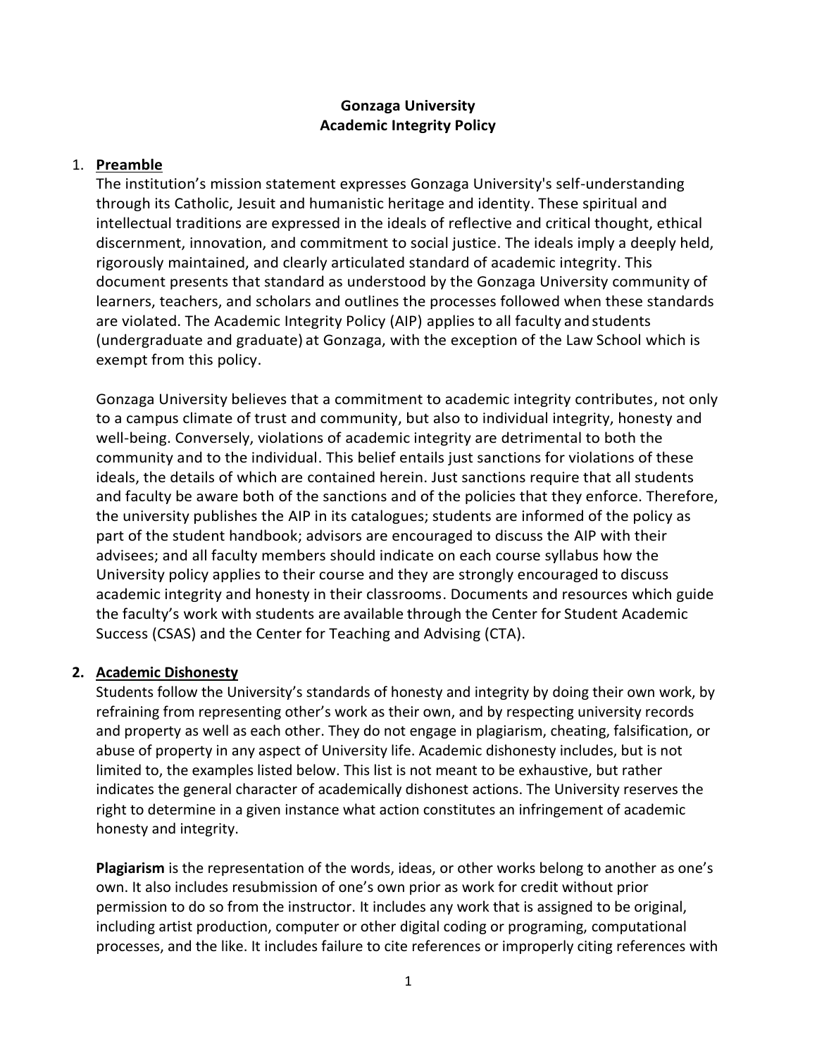# Gonzaga University
# Academic Integrity Policy

## 1. Preamble

The institution's mission statement expresses Gonzaga University's self-understanding through its Catholic, Jesuit and humanistic heritage and identity. These spiritual and intellectual traditions are expressed in the ideals of reflective and critical thought, ethical discernment, innovation, and commitment to social justice. The ideals imply a deeply held, rigorously maintained, and clearly articulated standard of academic integrity. This document presents that standard as understood by the Gonzaga University community of learners, teachers, and scholars and outlines the processes followed when these standards are violated. The Academic Integrity Policy (AIP) applies to all faculty and students (undergraduate and graduate) at Gonzaga, with the exception of the Law School which is exempt from this policy.

Gonzaga University believes that a commitment to academic integrity contributes, not only to a campus climate of trust and community, but also to individual integrity, honesty and well-being. Conversely, violations of academic integrity are detrimental to both the community and to the individual. This belief entails just sanctions for violations of these ideals, the details of which are contained herein. Just sanctions require that all students and faculty be aware both of the sanctions and of the policies that they enforce. Therefore, the university publishes the AIP in its catalogues; students are informed of the policy as part of the student handbook; advisors are encouraged to discuss the AIP with their advisees; and all faculty members should indicate on each course syllabus how the University policy applies to their course and they are strongly encouraged to discuss academic integrity and honesty in their classrooms. Documents and resources which guide the faculty's work with students are available through the Center for Student Academic Success (CSAS) and the Center for Teaching and Advising (CTA).

## 2. Academic Dishonesty

Students follow the University's standards of honesty and integrity by doing their own work, by refraining from representing other's work as their own, and by respecting university records and property as well as each other. They do not engage in plagiarism, cheating, falsification, or abuse of property in any aspect of University life. Academic dishonesty includes, but is not limited to, the examples listed below. This list is not meant to be exhaustive, but rather indicates the general character of academically dishonest actions. The University reserves the right to determine in a given instance what action constitutes an infringement of academic honesty and integrity.

**Plagiarism** is the representation of the words, ideas, or other works belong to another as one's own. It also includes resubmission of one's own prior as work for credit without prior permission to do so from the instructor. It includes any work that is assigned to be original, including artist production, computer or other digital coding or programing, computational processes, and the like. It includes failure to cite references or improperly citing references with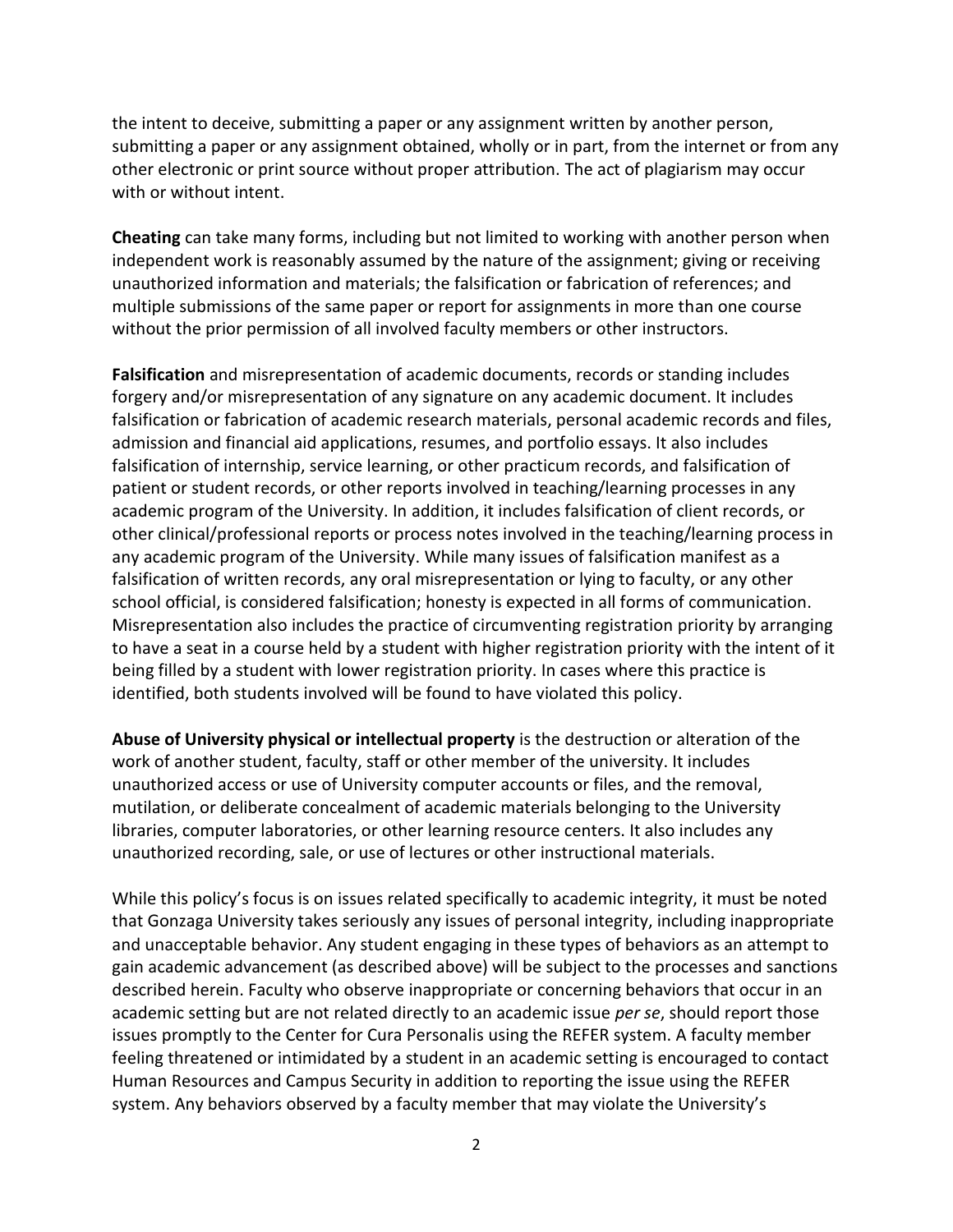the intent to deceive, submitting a paper or any assignment written by another person, submitting a paper or any assignment obtained, wholly or in part, from the internet or from any other electronic or print source without proper attribution. The act of plagiarism may occur with or without intent.

**Cheating** can take many forms, including but not limited to working with another person when independent work is reasonably assumed by the nature of the assignment; giving or receiving unauthorized information and materials; the falsification or fabrication of references; and multiple submissions of the same paper or report for assignments in more than one course without the prior permission of all involved faculty members or other instructors.

**Falsification** and misrepresentation of academic documents, records or standing includes forgery and/or misrepresentation of any signature on any academic document. It includes falsification or fabrication of academic research materials, personal academic records and files, admission and financial aid applications, resumes, and portfolio essays. It also includes falsification of internship, service learning, or other practicum records, and falsification of patient or student records, or other reports involved in teaching/learning processes in any academic program of the University. In addition, it includes falsification of client records, or other clinical/professional reports or process notes involved in the teaching/learning process in any academic program of the University. While many issues of falsification manifest as a falsification of written records, any oral misrepresentation or lying to faculty, or any other school official, is considered falsification; honesty is expected in all forms of communication. Misrepresentation also includes the practice of circumventing registration priority by arranging to have a seat in a course held by a student with higher registration priority with the intent of it being filled by a student with lower registration priority. In cases where this practice is identified, both students involved will be found to have violated this policy.

**Abuse of University physical or intellectual property** is the destruction or alteration of the work of another student, faculty, staff or other member of the university. It includes unauthorized access or use of University computer accounts or files, and the removal, mutilation, or deliberate concealment of academic materials belonging to the University libraries, computer laboratories, or other learning resource centers. It also includes any unauthorized recording, sale, or use of lectures or other instructional materials.

While this policy's focus is on issues related specifically to academic integrity, it must be noted that Gonzaga University takes seriously any issues of personal integrity, including inappropriate and unacceptable behavior. Any student engaging in these types of behaviors as an attempt to gain academic advancement (as described above) will be subject to the processes and sanctions described herein. Faculty who observe inappropriate or concerning behaviors that occur in an academic setting but are not related directly to an academic issue *per se*, should report those issues promptly to the Center for Cura Personalis using the REFER system. A faculty member feeling threatened or intimidated by a student in an academic setting is encouraged to contact Human Resources and Campus Security in addition to reporting the issue using the REFER system. Any behaviors observed by a faculty member that may violate the University's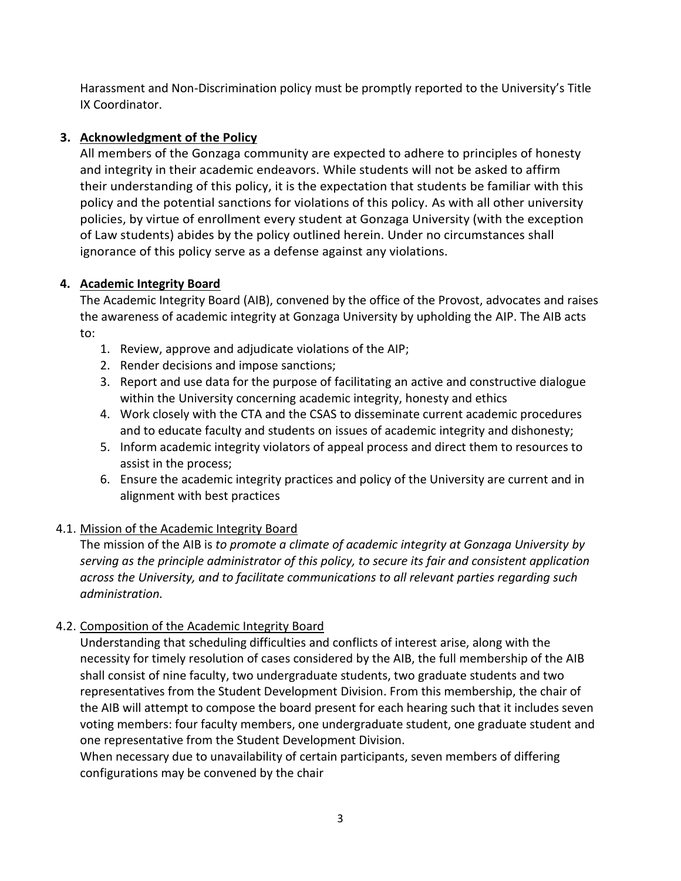Harassment and Non-Discrimination policy must be promptly reported to the University's Title IX Coordinator.

## 3. Acknowledgment of the Policy

All members of the Gonzaga community are expected to adhere to principles of honesty and integrity in their academic endeavors. While students will not be asked to affirm their understanding of this policy, it is the expectation that students be familiar with this policy and the potential sanctions for violations of this policy. As with all other university policies, by virtue of enrollment every student at Gonzaga University (with the exception of Law students) abides by the policy outlined herein. Under no circumstances shall ignorance of this policy serve as a defense against any violations.

## 4. Academic Integrity Board

The Academic Integrity Board (AIB), convened by the office of the Provost, advocates and raises the awareness of academic integrity at Gonzaga University by upholding the AIP. The AIB acts to:

1. Review, approve and adjudicate violations of the AIP;
2. Render decisions and impose sanctions;
3. Report and use data for the purpose of facilitating an active and constructive dialogue within the University concerning academic integrity, honesty and ethics
4. Work closely with the CTA and the CSAS to disseminate current academic procedures and to educate faculty and students on issues of academic integrity and dishonesty;
5. Inform academic integrity violators of appeal process and direct them to resources to assist in the process;
6. Ensure the academic integrity practices and policy of the University are current and in alignment with best practices

### 4.1. Mission of the Academic Integrity Board

The mission of the AIB is *to promote a climate of academic integrity at Gonzaga University by serving as the principle administrator of this policy, to secure its fair and consistent application across the University, and to facilitate communications to all relevant parties regarding such administration.*

### 4.2. Composition of the Academic Integrity Board

Understanding that scheduling difficulties and conflicts of interest arise, along with the necessity for timely resolution of cases considered by the AIB, the full membership of the AIB shall consist of nine faculty, two undergraduate students, two graduate students and two representatives from the Student Development Division. From this membership, the chair of the AIB will attempt to compose the board present for each hearing such that it includes seven voting members: four faculty members, one undergraduate student, one graduate student and one representative from the Student Development Division.

When necessary due to unavailability of certain participants, seven members of differing configurations may be convened by the chair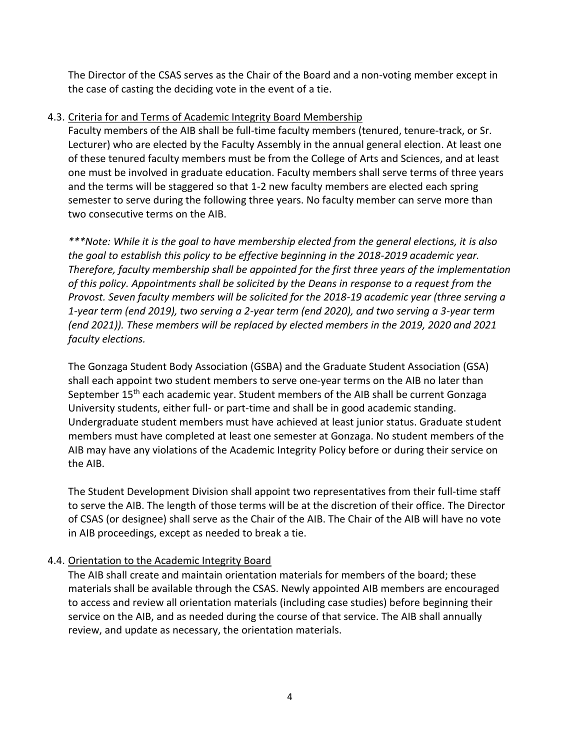The Director of the CSAS serves as the Chair of the Board and a non-voting member except in the case of casting the deciding vote in the event of a tie.

4.3. Criteria for and Terms of Academic Integrity Board Membership

Faculty members of the AIB shall be full-time faculty members (tenured, tenure-track, or Sr. Lecturer) who are elected by the Faculty Assembly in the annual general election. At least one of these tenured faculty members must be from the College of Arts and Sciences, and at least one must be involved in graduate education. Faculty members shall serve terms of three years and the terms will be staggered so that 1-2 new faculty members are elected each spring semester to serve during the following three years. No faculty member can serve more than two consecutive terms on the AIB.

****Note: While it is the goal to have membership elected from the general elections, it is also the goal to establish this policy to be effective beginning in the 2018-2019 academic year. Therefore, faculty membership shall be appointed for the first three years of the implementation of this policy. Appointments shall be solicited by the Deans in response to a request from the Provost. Seven faculty members will be solicited for the 2018-19 academic year (three serving a 1-year term (end 2019), two serving a 2-year term (end 2020), and two serving a 3-year term (end 2021)). These members will be replaced by elected members in the 2019, 2020 and 2021 faculty elections.*

The Gonzaga Student Body Association (GSBA) and the Graduate Student Association (GSA) shall each appoint two student members to serve one-year terms on the AIB no later than September 15th each academic year. Student members of the AIB shall be current Gonzaga University students, either full- or part-time and shall be in good academic standing. Undergraduate student members must have achieved at least junior status. Graduate student members must have completed at least one semester at Gonzaga. No student members of the AIB may have any violations of the Academic Integrity Policy before or during their service on the AIB.

The Student Development Division shall appoint two representatives from their full-time staff to serve the AIB. The length of those terms will be at the discretion of their office. The Director of CSAS (or designee) shall serve as the Chair of the AIB. The Chair of the AIB will have no vote in AIB proceedings, except as needed to break a tie.

4.4. Orientation to the Academic Integrity Board

The AIB shall create and maintain orientation materials for members of the board; these materials shall be available through the CSAS. Newly appointed AIB members are encouraged to access and review all orientation materials (including case studies) before beginning their service on the AIB, and as needed during the course of that service. The AIB shall annually review, and update as necessary, the orientation materials.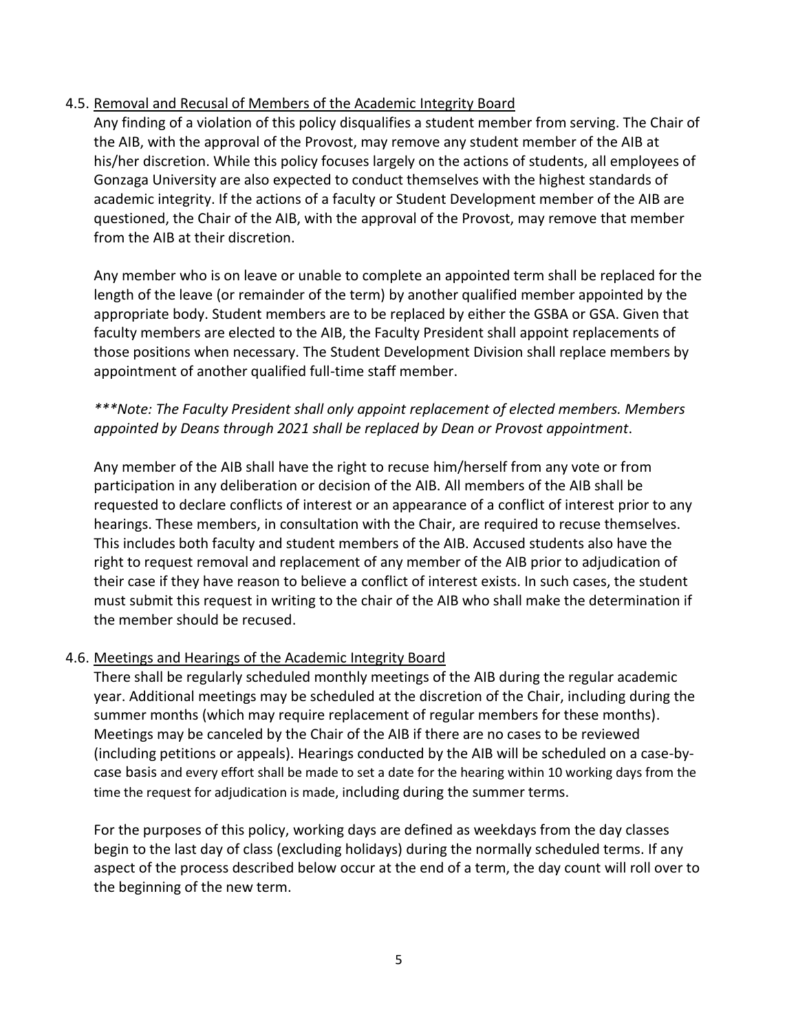### 4.5. <u>Removal and Recusal of Members of the Academic Integrity Board</u>

Any finding of a violation of this policy disqualifies a student member from serving. The Chair of the AIB, with the approval of the Provost, may remove any student member of the AIB at his/her discretion. While this policy focuses largely on the actions of students, all employees of Gonzaga University are also expected to conduct themselves with the highest standards of academic integrity. If the actions of a faculty or Student Development member of the AIB are questioned, the Chair of the AIB, with the approval of the Provost, may remove that member from the AIB at their discretion.

Any member who is on leave or unable to complete an appointed term shall be replaced for the length of the leave (or remainder of the term) by another qualified member appointed by the appropriate body. Student members are to be replaced by either the GSBA or GSA. Given that faculty members are elected to the AIB, the Faculty President shall appoint replacements of those positions when necessary. The Student Development Division shall replace members by appointment of another qualified full-time staff member.

*\*\*\*Note: The Faculty President shall only appoint replacement of elected members. Members appointed by Deans through 2021 shall be replaced by Dean or Provost appointment*.

Any member of the AIB shall have the right to recuse him/herself from any vote or from participation in any deliberation or decision of the AIB. All members of the AIB shall be requested to declare conflicts of interest or an appearance of a conflict of interest prior to any hearings. These members, in consultation with the Chair, are required to recuse themselves. This includes both faculty and student members of the AIB. Accused students also have the right to request removal and replacement of any member of the AIB prior to adjudication of their case if they have reason to believe a conflict of interest exists. In such cases, the student must submit this request in writing to the chair of the AIB who shall make the determination if the member should be recused.

### 4.6. <u>Meetings and Hearings of the Academic Integrity Board</u>

There shall be regularly scheduled monthly meetings of the AIB during the regular academic year. Additional meetings may be scheduled at the discretion of the Chair, including during the summer months (which may require replacement of regular members for these months). Meetings may be canceled by the Chair of the AIB if there are no cases to be reviewed (including petitions or appeals). Hearings conducted by the AIB will be scheduled on a case-by-case basis and every effort shall be made to set a date for the hearing within 10 working days from the time the request for adjudication is made, including during the summer terms.

For the purposes of this policy, working days are defined as weekdays from the day classes begin to the last day of class (excluding holidays) during the normally scheduled terms. If any aspect of the process described below occur at the end of a term, the day count will roll over to the beginning of the new term.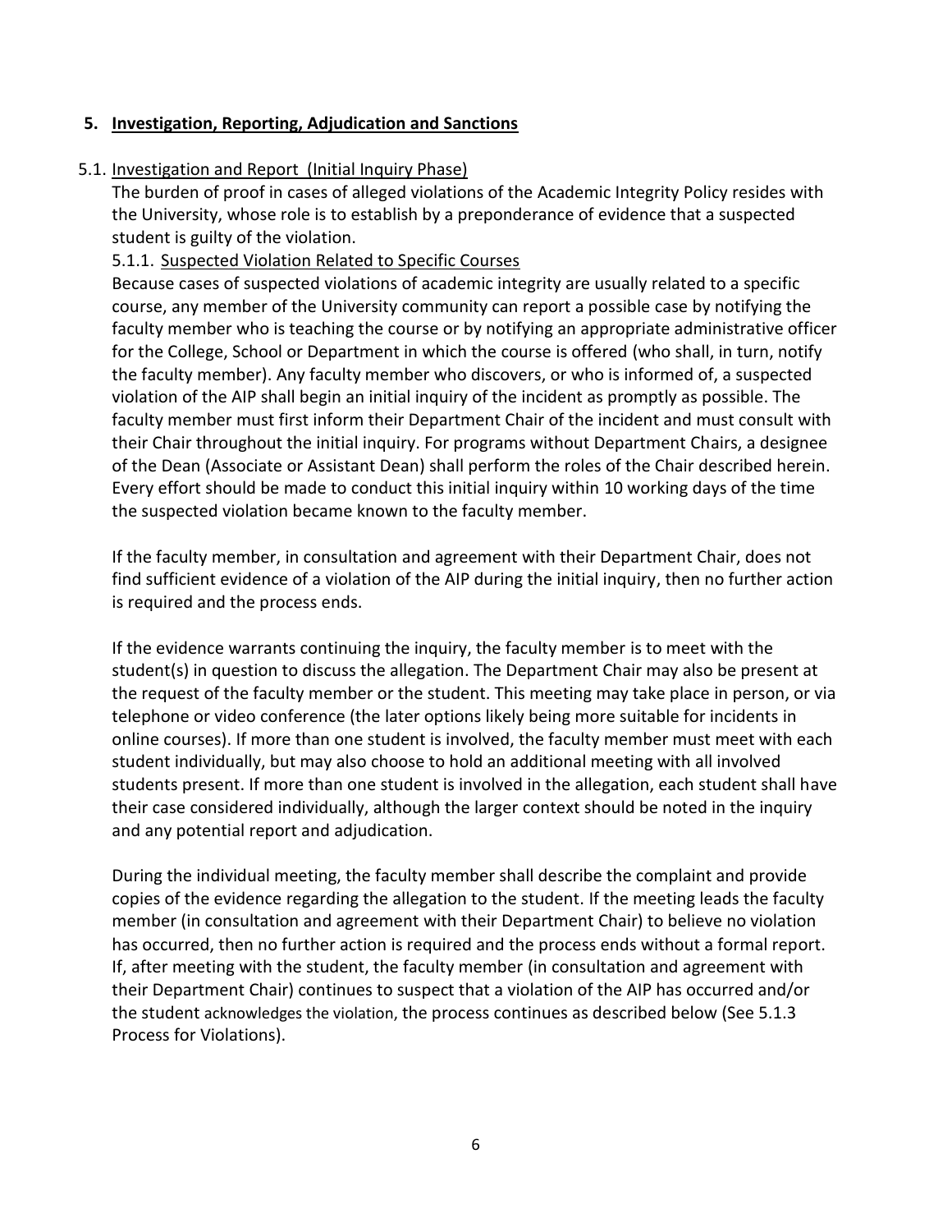## 5. Investigation, Reporting, Adjudication and Sanctions

### 5.1. Investigation and Report (Initial Inquiry Phase)

The burden of proof in cases of alleged violations of the Academic Integrity Policy resides with the University, whose role is to establish by a preponderance of evidence that a suspected student is guilty of the violation.

#### 5.1.1. Suspected Violation Related to Specific Courses

Because cases of suspected violations of academic integrity are usually related to a specific course, any member of the University community can report a possible case by notifying the faculty member who is teaching the course or by notifying an appropriate administrative officer for the College, School or Department in which the course is offered (who shall, in turn, notify the faculty member). Any faculty member who discovers, or who is informed of, a suspected violation of the AIP shall begin an initial inquiry of the incident as promptly as possible. The faculty member must first inform their Department Chair of the incident and must consult with their Chair throughout the initial inquiry. For programs without Department Chairs, a designee of the Dean (Associate or Assistant Dean) shall perform the roles of the Chair described herein. Every effort should be made to conduct this initial inquiry within 10 working days of the time the suspected violation became known to the faculty member.

If the faculty member, in consultation and agreement with their Department Chair, does not find sufficient evidence of a violation of the AIP during the initial inquiry, then no further action is required and the process ends.

If the evidence warrants continuing the inquiry, the faculty member is to meet with the student(s) in question to discuss the allegation. The Department Chair may also be present at the request of the faculty member or the student. This meeting may take place in person, or via telephone or video conference (the later options likely being more suitable for incidents in online courses). If more than one student is involved, the faculty member must meet with each student individually, but may also choose to hold an additional meeting with all involved students present. If more than one student is involved in the allegation, each student shall have their case considered individually, although the larger context should be noted in the inquiry and any potential report and adjudication.

During the individual meeting, the faculty member shall describe the complaint and provide copies of the evidence regarding the allegation to the student. If the meeting leads the faculty member (in consultation and agreement with their Department Chair) to believe no violation has occurred, then no further action is required and the process ends without a formal report. If, after meeting with the student, the faculty member (in consultation and agreement with their Department Chair) continues to suspect that a violation of the AIP has occurred and/or the student acknowledges the violation, the process continues as described below (See 5.1.3 Process for Violations).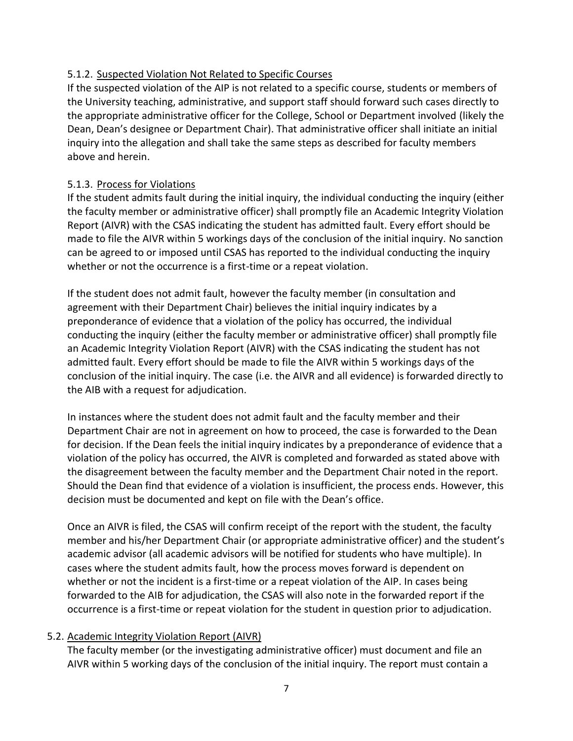#### 5.1.2. Suspected Violation Not Related to Specific Courses

If the suspected violation of the AIP is not related to a specific course, students or members of the University teaching, administrative, and support staff should forward such cases directly to the appropriate administrative officer for the College, School or Department involved (likely the Dean, Dean's designee or Department Chair). That administrative officer shall initiate an initial inquiry into the allegation and shall take the same steps as described for faculty members above and herein.

#### 5.1.3. Process for Violations

If the student admits fault during the initial inquiry, the individual conducting the inquiry (either the faculty member or administrative officer) shall promptly file an Academic Integrity Violation Report (AIVR) with the CSAS indicating the student has admitted fault. Every effort should be made to file the AIVR within 5 workings days of the conclusion of the initial inquiry. No sanction can be agreed to or imposed until CSAS has reported to the individual conducting the inquiry whether or not the occurrence is a first-time or a repeat violation.

If the student does not admit fault, however the faculty member (in consultation and agreement with their Department Chair) believes the initial inquiry indicates by a preponderance of evidence that a violation of the policy has occurred, the individual conducting the inquiry (either the faculty member or administrative officer) shall promptly file an Academic Integrity Violation Report (AIVR) with the CSAS indicating the student has not admitted fault. Every effort should be made to file the AIVR within 5 workings days of the conclusion of the initial inquiry. The case (i.e. the AIVR and all evidence) is forwarded directly to the AIB with a request for adjudication.

In instances where the student does not admit fault and the faculty member and their Department Chair are not in agreement on how to proceed, the case is forwarded to the Dean for decision. If the Dean feels the initial inquiry indicates by a preponderance of evidence that a violation of the policy has occurred, the AIVR is completed and forwarded as stated above with the disagreement between the faculty member and the Department Chair noted in the report. Should the Dean find that evidence of a violation is insufficient, the process ends. However, this decision must be documented and kept on file with the Dean's office.

Once an AIVR is filed, the CSAS will confirm receipt of the report with the student, the faculty member and his/her Department Chair (or appropriate administrative officer) and the student's academic advisor (all academic advisors will be notified for students who have multiple). In cases where the student admits fault, how the process moves forward is dependent on whether or not the incident is a first-time or a repeat violation of the AIP. In cases being forwarded to the AIB for adjudication, the CSAS will also note in the forwarded report if the occurrence is a first-time or repeat violation for the student in question prior to adjudication.

### 5.2. Academic Integrity Violation Report (AIVR)

The faculty member (or the investigating administrative officer) must document and file an AIVR within 5 working days of the conclusion of the initial inquiry. The report must contain a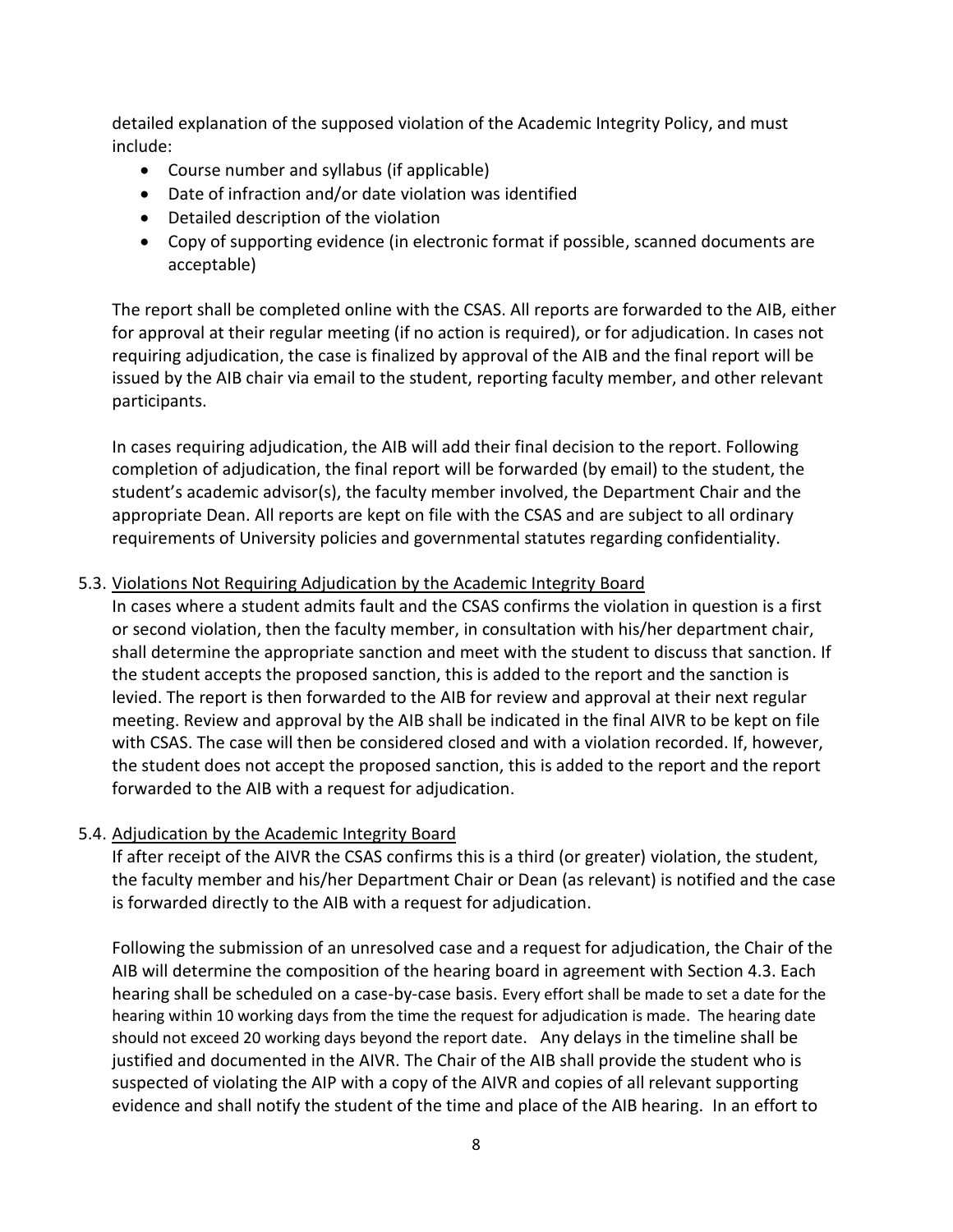detailed explanation of the supposed violation of the Academic Integrity Policy, and must include:

- Course number and syllabus (if applicable)
- Date of infraction and/or date violation was identified
- Detailed description of the violation
- Copy of supporting evidence (in electronic format if possible, scanned documents are acceptable)

The report shall be completed online with the CSAS. All reports are forwarded to the AIB, either for approval at their regular meeting (if no action is required), or for adjudication. In cases not requiring adjudication, the case is finalized by approval of the AIB and the final report will be issued by the AIB chair via email to the student, reporting faculty member, and other relevant participants.

In cases requiring adjudication, the AIB will add their final decision to the report. Following completion of adjudication, the final report will be forwarded (by email) to the student, the student's academic advisor(s), the faculty member involved, the Department Chair and the appropriate Dean. All reports are kept on file with the CSAS and are subject to all ordinary requirements of University policies and governmental statutes regarding confidentiality.

5.3. Violations Not Requiring Adjudication by the Academic Integrity Board

In cases where a student admits fault and the CSAS confirms the violation in question is a first or second violation, then the faculty member, in consultation with his/her department chair, shall determine the appropriate sanction and meet with the student to discuss that sanction. If the student accepts the proposed sanction, this is added to the report and the sanction is levied. The report is then forwarded to the AIB for review and approval at their next regular meeting. Review and approval by the AIB shall be indicated in the final AIVR to be kept on file with CSAS. The case will then be considered closed and with a violation recorded. If, however, the student does not accept the proposed sanction, this is added to the report and the report forwarded to the AIB with a request for adjudication.

5.4. Adjudication by the Academic Integrity Board

If after receipt of the AIVR the CSAS confirms this is a third (or greater) violation, the student, the faculty member and his/her Department Chair or Dean (as relevant) is notified and the case is forwarded directly to the AIB with a request for adjudication.

Following the submission of an unresolved case and a request for adjudication, the Chair of the AIB will determine the composition of the hearing board in agreement with Section 4.3. Each hearing shall be scheduled on a case-by-case basis. Every effort shall be made to set a date for the hearing within 10 working days from the time the request for adjudication is made. The hearing date should not exceed 20 working days beyond the report date. Any delays in the timeline shall be justified and documented in the AIVR. The Chair of the AIB shall provide the student who is suspected of violating the AIP with a copy of the AIVR and copies of all relevant supporting evidence and shall notify the student of the time and place of the AIB hearing. In an effort to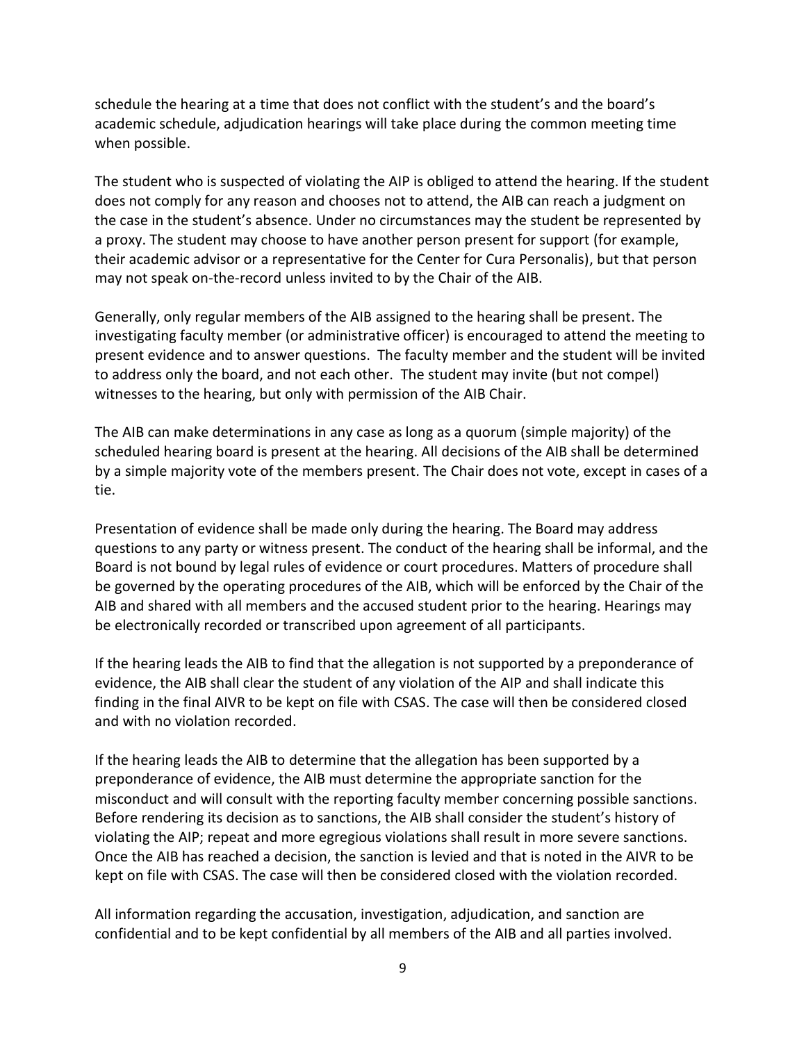schedule the hearing at a time that does not conflict with the student's and the board's academic schedule, adjudication hearings will take place during the common meeting time when possible.

The student who is suspected of violating the AIP is obliged to attend the hearing. If the student does not comply for any reason and chooses not to attend, the AIB can reach a judgment on the case in the student's absence. Under no circumstances may the student be represented by a proxy. The student may choose to have another person present for support (for example, their academic advisor or a representative for the Center for Cura Personalis), but that person may not speak on-the-record unless invited to by the Chair of the AIB.

Generally, only regular members of the AIB assigned to the hearing shall be present. The investigating faculty member (or administrative officer) is encouraged to attend the meeting to present evidence and to answer questions. The faculty member and the student will be invited to address only the board, and not each other. The student may invite (but not compel) witnesses to the hearing, but only with permission of the AIB Chair.

The AIB can make determinations in any case as long as a quorum (simple majority) of the scheduled hearing board is present at the hearing. All decisions of the AIB shall be determined by a simple majority vote of the members present. The Chair does not vote, except in cases of a tie.

Presentation of evidence shall be made only during the hearing. The Board may address questions to any party or witness present. The conduct of the hearing shall be informal, and the Board is not bound by legal rules of evidence or court procedures. Matters of procedure shall be governed by the operating procedures of the AIB, which will be enforced by the Chair of the AIB and shared with all members and the accused student prior to the hearing. Hearings may be electronically recorded or transcribed upon agreement of all participants.

If the hearing leads the AIB to find that the allegation is not supported by a preponderance of evidence, the AIB shall clear the student of any violation of the AIP and shall indicate this finding in the final AIVR to be kept on file with CSAS. The case will then be considered closed and with no violation recorded.

If the hearing leads the AIB to determine that the allegation has been supported by a preponderance of evidence, the AIB must determine the appropriate sanction for the misconduct and will consult with the reporting faculty member concerning possible sanctions. Before rendering its decision as to sanctions, the AIB shall consider the student's history of violating the AIP; repeat and more egregious violations shall result in more severe sanctions. Once the AIB has reached a decision, the sanction is levied and that is noted in the AIVR to be kept on file with CSAS. The case will then be considered closed with the violation recorded.

All information regarding the accusation, investigation, adjudication, and sanction are confidential and to be kept confidential by all members of the AIB and all parties involved.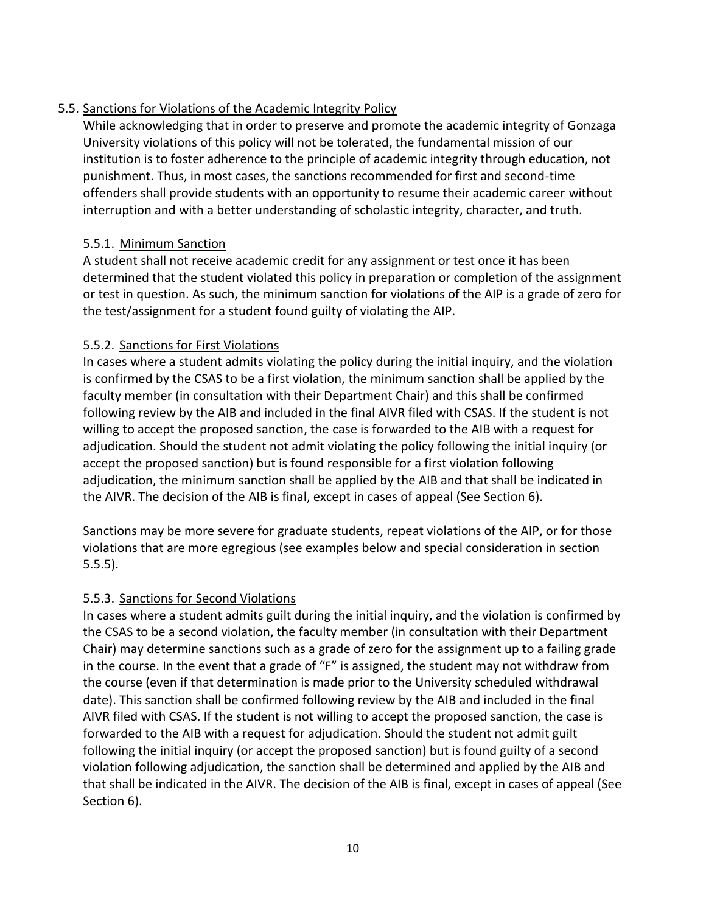## 5.5. Sanctions for Violations of the Academic Integrity Policy

While acknowledging that in order to preserve and promote the academic integrity of Gonzaga University violations of this policy will not be tolerated, the fundamental mission of our institution is to foster adherence to the principle of academic integrity through education, not punishment. Thus, in most cases, the sanctions recommended for first and second-time offenders shall provide students with an opportunity to resume their academic career without interruption and with a better understanding of scholastic integrity, character, and truth.

### 5.5.1. Minimum Sanction

A student shall not receive academic credit for any assignment or test once it has been determined that the student violated this policy in preparation or completion of the assignment or test in question. As such, the minimum sanction for violations of the AIP is a grade of zero for the test/assignment for a student found guilty of violating the AIP.

### 5.5.2. Sanctions for First Violations

In cases where a student admits violating the policy during the initial inquiry, and the violation is confirmed by the CSAS to be a first violation, the minimum sanction shall be applied by the faculty member (in consultation with their Department Chair) and this shall be confirmed following review by the AIB and included in the final AIVR filed with CSAS. If the student is not willing to accept the proposed sanction, the case is forwarded to the AIB with a request for adjudication. Should the student not admit violating the policy following the initial inquiry (or accept the proposed sanction) but is found responsible for a first violation following adjudication, the minimum sanction shall be applied by the AIB and that shall be indicated in the AIVR. The decision of the AIB is final, except in cases of appeal (See Section 6).

Sanctions may be more severe for graduate students, repeat violations of the AIP, or for those violations that are more egregious (see examples below and special consideration in section 5.5.5).

### 5.5.3. Sanctions for Second Violations

In cases where a student admits guilt during the initial inquiry, and the violation is confirmed by the CSAS to be a second violation, the faculty member (in consultation with their Department Chair) may determine sanctions such as a grade of zero for the assignment up to a failing grade in the course. In the event that a grade of "F" is assigned, the student may not withdraw from the course (even if that determination is made prior to the University scheduled withdrawal date). This sanction shall be confirmed following review by the AIB and included in the final AIVR filed with CSAS. If the student is not willing to accept the proposed sanction, the case is forwarded to the AIB with a request for adjudication. Should the student not admit guilt following the initial inquiry (or accept the proposed sanction) but is found guilty of a second violation following adjudication, the sanction shall be determined and applied by the AIB and that shall be indicated in the AIVR. The decision of the AIB is final, except in cases of appeal (See Section 6).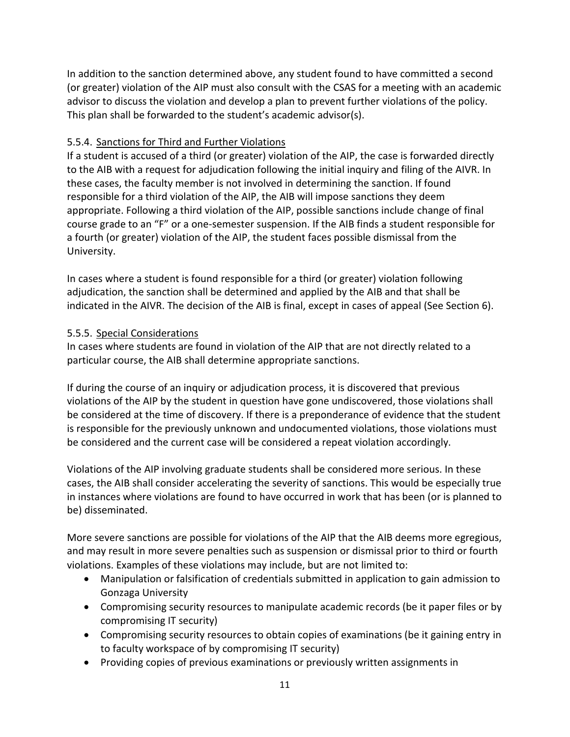In addition to the sanction determined above, any student found to have committed a second (or greater) violation of the AIP must also consult with the CSAS for a meeting with an academic advisor to discuss the violation and develop a plan to prevent further violations of the policy. This plan shall be forwarded to the student's academic advisor(s).

#### 5.5.4. Sanctions for Third and Further Violations

If a student is accused of a third (or greater) violation of the AIP, the case is forwarded directly to the AIB with a request for adjudication following the initial inquiry and filing of the AIVR. In these cases, the faculty member is not involved in determining the sanction. If found responsible for a third violation of the AIP, the AIB will impose sanctions they deem appropriate. Following a third violation of the AIP, possible sanctions include change of final course grade to an "F" or a one-semester suspension. If the AIB finds a student responsible for a fourth (or greater) violation of the AIP, the student faces possible dismissal from the University.

In cases where a student is found responsible for a third (or greater) violation following adjudication, the sanction shall be determined and applied by the AIB and that shall be indicated in the AIVR. The decision of the AIB is final, except in cases of appeal (See Section 6).

#### 5.5.5. Special Considerations

In cases where students are found in violation of the AIP that are not directly related to a particular course, the AIB shall determine appropriate sanctions.

If during the course of an inquiry or adjudication process, it is discovered that previous violations of the AIP by the student in question have gone undiscovered, those violations shall be considered at the time of discovery. If there is a preponderance of evidence that the student is responsible for the previously unknown and undocumented violations, those violations must be considered and the current case will be considered a repeat violation accordingly.

Violations of the AIP involving graduate students shall be considered more serious. In these cases, the AIB shall consider accelerating the severity of sanctions. This would be especially true in instances where violations are found to have occurred in work that has been (or is planned to be) disseminated.

More severe sanctions are possible for violations of the AIP that the AIB deems more egregious, and may result in more severe penalties such as suspension or dismissal prior to third or fourth violations. Examples of these violations may include, but are not limited to:

- Manipulation or falsification of credentials submitted in application to gain admission to Gonzaga University
- Compromising security resources to manipulate academic records (be it paper files or by compromising IT security)
- Compromising security resources to obtain copies of examinations (be it gaining entry in to faculty workspace of by compromising IT security)
- Providing copies of previous examinations or previously written assignments in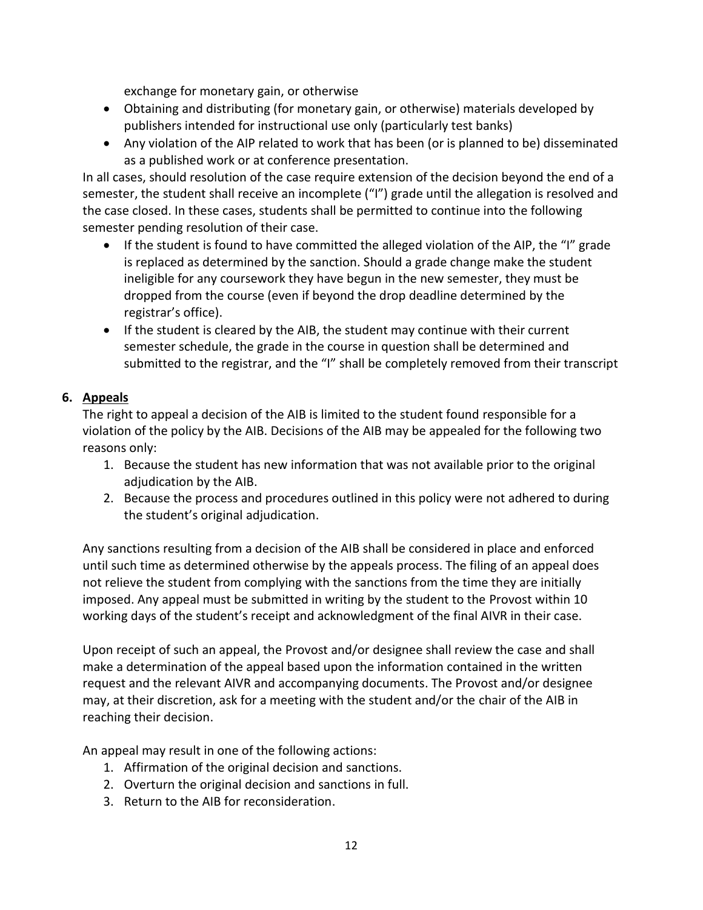exchange for monetary gain, or otherwise

- Obtaining and distributing (for monetary gain, or otherwise) materials developed by publishers intended for instructional use only (particularly test banks)
- Any violation of the AIP related to work that has been (or is planned to be) disseminated as a published work or at conference presentation.

In all cases, should resolution of the case require extension of the decision beyond the end of a semester, the student shall receive an incomplete ("I") grade until the allegation is resolved and the case closed. In these cases, students shall be permitted to continue into the following semester pending resolution of their case.

- If the student is found to have committed the alleged violation of the AIP, the "I" grade is replaced as determined by the sanction. Should a grade change make the student ineligible for any coursework they have begun in the new semester, they must be dropped from the course (even if beyond the drop deadline determined by the registrar's office).
- If the student is cleared by the AIB, the student may continue with their current semester schedule, the grade in the course in question shall be determined and submitted to the registrar, and the "I" shall be completely removed from their transcript

## 6. <u>Appeals</u>

The right to appeal a decision of the AIB is limited to the student found responsible for a violation of the policy by the AIB. Decisions of the AIB may be appealed for the following two reasons only:

1. Because the student has new information that was not available prior to the original adjudication by the AIB.
2. Because the process and procedures outlined in this policy were not adhered to during the student's original adjudication.

Any sanctions resulting from a decision of the AIB shall be considered in place and enforced until such time as determined otherwise by the appeals process. The filing of an appeal does not relieve the student from complying with the sanctions from the time they are initially imposed. Any appeal must be submitted in writing by the student to the Provost within 10 working days of the student's receipt and acknowledgment of the final AIVR in their case.

Upon receipt of such an appeal, the Provost and/or designee shall review the case and shall make a determination of the appeal based upon the information contained in the written request and the relevant AIVR and accompanying documents. The Provost and/or designee may, at their discretion, ask for a meeting with the student and/or the chair of the AIB in reaching their decision.

An appeal may result in one of the following actions:

1. Affirmation of the original decision and sanctions.
2. Overturn the original decision and sanctions in full.
3. Return to the AIB for reconsideration.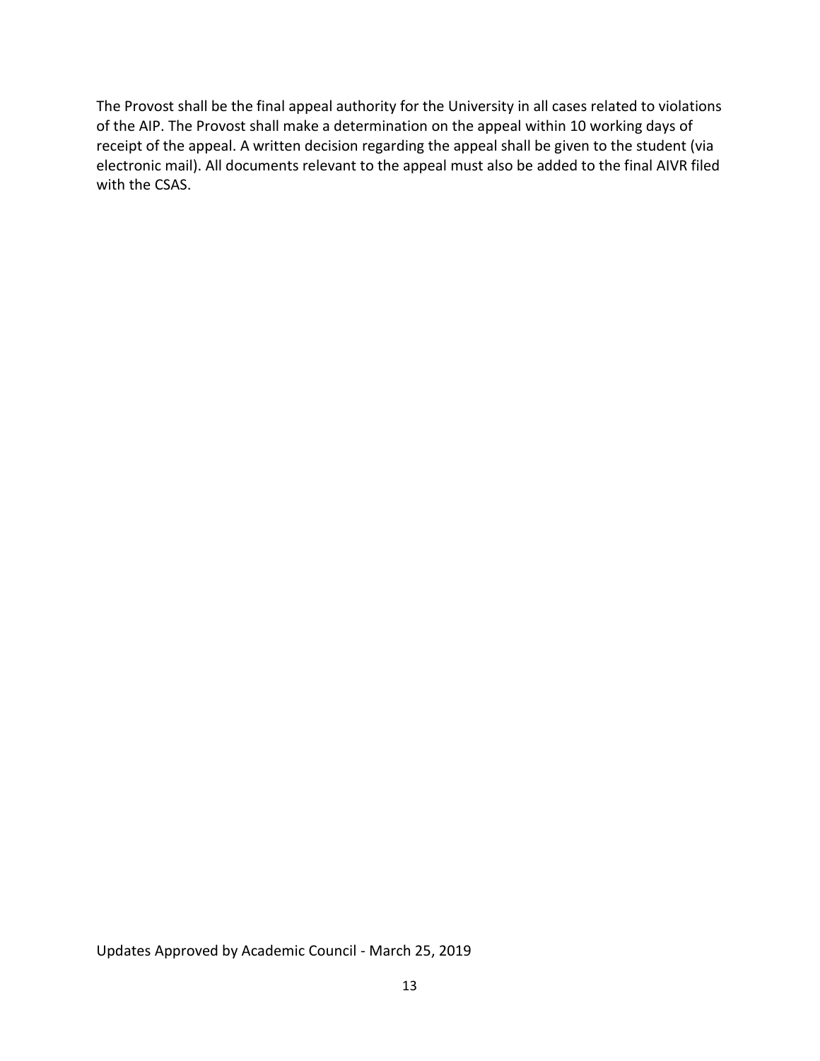The Provost shall be the final appeal authority for the University in all cases related to violations of the AIP. The Provost shall make a determination on the appeal within 10 working days of receipt of the appeal. A written decision regarding the appeal shall be given to the student (via electronic mail). All documents relevant to the appeal must also be added to the final AIVR filed with the CSAS.